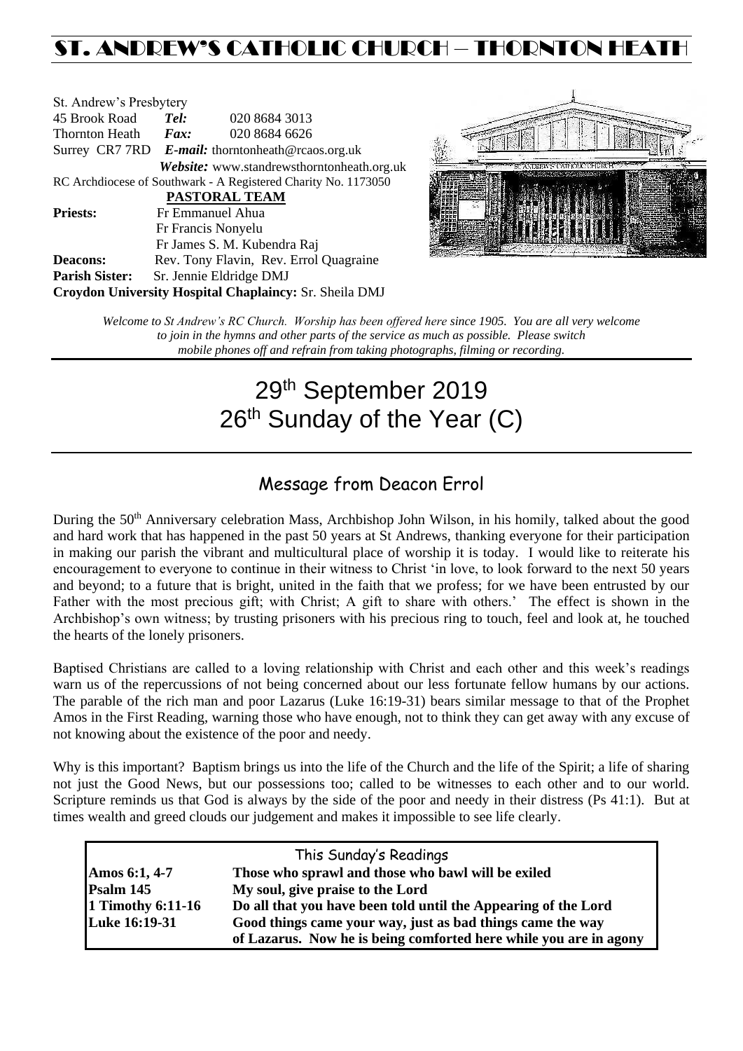# ST. ANDREW'S CATHOLIC CHURCH – THORNTON HEATH

St. Andrew's Presbytery
45 Brook Road *Tel:* 020 8684 3013
Thornton Heath *Fax:* 020 8684 6626
Surrey CR7 7RD *E-mail:* thorntonheath@rcaos.org.uk
*Website:* www.standrewsthorntonheath.org.uk
RC Archdiocese of Southwark - A Registered Charity No. 1173050

**PASTORAL TEAM**

**Priests:** Fr Emmanuel Ahua
Fr Francis Nonyelu
Fr James S. M. Kubendra Raj
**Deacons:** Rev. Tony Flavin, Rev. Errol Quagraine
**Parish Sister:** Sr. Jennie Eldridge DMJ
**Croydon University Hospital Chaplaincy:** Sr. Sheila DMJ

*Welcome to St Andrew's RC Church. Worship has been offered here since 1905. You are all very welcome to join in the hymns and other parts of the service as much as possible. Please switch mobile phones off and refrain from taking photographs, filming or recording.*

# 29th September 2019
# 26th Sunday of the Year (C)

## Message from Deacon Errol

During the 50th Anniversary celebration Mass, Archbishop John Wilson, in his homily, talked about the good and hard work that has happened in the past 50 years at St Andrews, thanking everyone for their participation in making our parish the vibrant and multicultural place of worship it is today. I would like to reiterate his encouragement to everyone to continue in their witness to Christ 'in love, to look forward to the next 50 years and beyond; to a future that is bright, united in the faith that we profess; for we have been entrusted by our Father with the most precious gift; with Christ; A gift to share with others.' The effect is shown in the Archbishop's own witness; by trusting prisoners with his precious ring to touch, feel and look at, he touched the hearts of the lonely prisoners.

Baptised Christians are called to a loving relationship with Christ and each other and this week's readings warn us of the repercussions of not being concerned about our less fortunate fellow humans by our actions. The parable of the rich man and poor Lazarus (Luke 16:19-31) bears similar message to that of the Prophet Amos in the First Reading, warning those who have enough, not to think they can get away with any excuse of not knowing about the existence of the poor and needy.

Why is this important? Baptism brings us into the life of the Church and the life of the Spirit; a life of sharing not just the Good News, but our possessions too; called to be witnesses to each other and to our world. Scripture reminds us that God is always by the side of the poor and needy in their distress (Ps 41:1). But at times wealth and greed clouds our judgement and makes it impossible to see life clearly.

| This Sunday's Readings | |
|---|---|
| **Amos 6:1, 4-7** | **Those who sprawl and those who bawl will be exiled** |
| **Psalm 145** | **My soul, give praise to the Lord** |
| **1 Timothy 6:11-16** | **Do all that you have been told until the Appearing of the Lord** |
| **Luke 16:19-31** | **Good things came your way, just as bad things came the way of Lazarus. Now he is being comforted here while you are in agony** |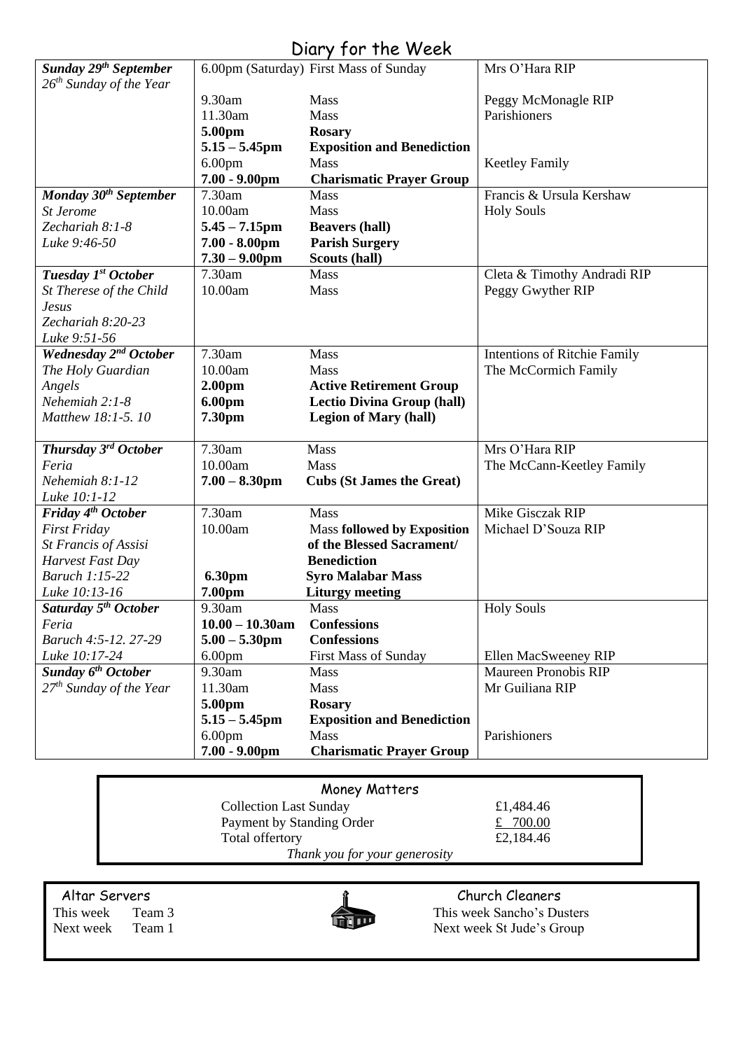# Diary for the Week

| Day | Time | Event | Intention |
|---|---|---|---|
| ***Sunday 29th September*** *26th Sunday of the Year* | 6.00pm (Saturday) | First Mass of Sunday | Mrs O'Hara RIP |
| | 9.30am | Mass | Peggy McMonagle RIP |
| | 11.30am | Mass | Parishioners |
| | **5.00pm** | **Rosary** | |
| | **5.15 – 5.45pm** | **Exposition and Benediction** | |
| | 6.00pm | Mass | Keetley Family |
| | **7.00 - 9.00pm** | **Charismatic Prayer Group** | |
| ***Monday 30th September*** *St Jerome* *Zechariah 8:1-8* *Luke 9:46-50* | 7.30am | Mass | Francis & Ursula Kershaw |
| | 10.00am | Mass | Holy Souls |
| | **5.45 – 7.15pm** | **Beavers (hall)** | |
| | **7.00 - 8.00pm** | **Parish Surgery** | |
| | **7.30 – 9.00pm** | **Scouts (hall)** | |
| ***Tuesday 1st October*** *St Therese of the Child Jesus* *Zechariah 8:20-23* *Luke 9:51-56* | 7.30am | Mass | Cleta & Timothy Andradi RIP |
| | 10.00am | Mass | Peggy Gwyther RIP |
| ***Wednesday 2nd October*** *The Holy Guardian Angels* *Nehemiah 2:1-8* *Matthew 18:1-5. 10* | 7.30am | Mass | Intentions of Ritchie Family |
| | 10.00am | Mass | The McCormich Family |
| | **2.00pm** | **Active Retirement Group** | |
| | **6.00pm** | **Lectio Divina Group (hall)** | |
| | **7.30pm** | **Legion of Mary (hall)** | |
| ***Thursday 3rd October*** *Feria* *Nehemiah 8:1-12* *Luke 10:1-12* | 7.30am | Mass | Mrs O'Hara RIP |
| | 10.00am | Mass | The McCann-Keetley Family |
| | **7.00 – 8.30pm** | **Cubs (St James the Great)** | |
| ***Friday 4th October*** *First Friday* *St Francis of Assisi* *Harvest Fast Day* *Baruch 1:15-22* *Luke 10:13-16* | 7.30am | Mass | Mike Gisczak RIP |
| | 10.00am | Mass **followed by Exposition of the Blessed Sacrament/ Benediction** | Michael D'Souza RIP |
| | **6.30pm** | **Syro Malabar Mass** | |
| | **7.00pm** | **Liturgy meeting** | |
| ***Saturday 5th October*** *Feria* *Baruch 4:5-12. 27-29* *Luke 10:17-24* | 9.30am | Mass | Holy Souls |
| | **10.00 – 10.30am** | **Confessions** | |
| | **5.00 – 5.30pm** | **Confessions** | |
| | 6.00pm | First Mass of Sunday | Ellen MacSweeney RIP |
| ***Sunday 6th October*** *27th Sunday of the Year* | 9.30am | Mass | Maureen Pronobis RIP |
| | 11.30am | Mass | Mr Guiliana RIP |
| | **5.00pm** | **Rosary** | |
| | **5.15 – 5.45pm** | **Exposition and Benediction** | |
| | 6.00pm | Mass | Parishioners |
| | **7.00 - 9.00pm** | **Charismatic Prayer Group** | |

## Money Matters

| | |
|---|---|
| Collection Last Sunday | £1,484.46 |
| Payment by Standing Order | £ 700.00 |
| Total offertory | £2,184.46 |

*Thank you for your generosity*

## Altar Servers

This week Team 3
Next week Team 1

## Church Cleaners

This week Sancho's Dusters
Next week St Jude's Group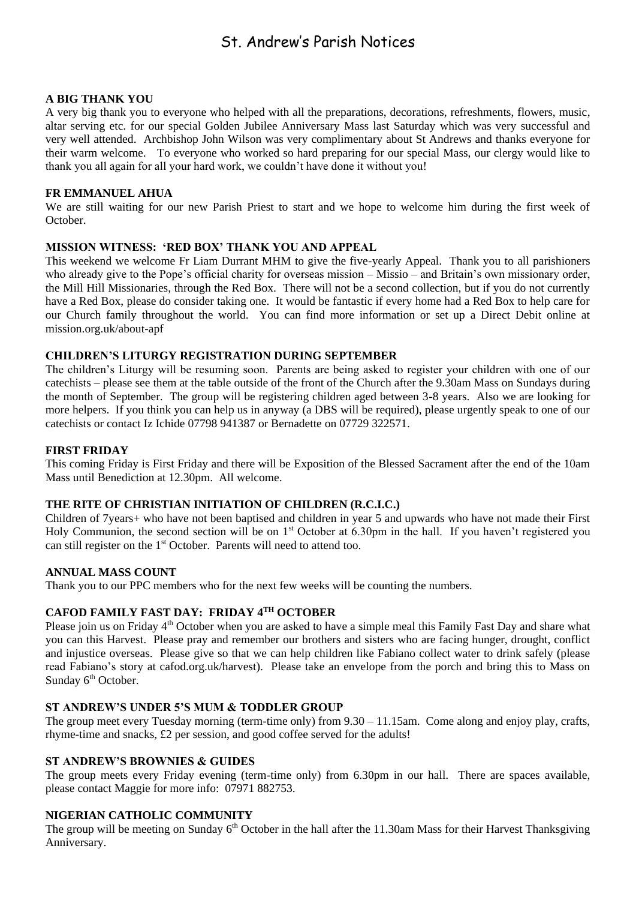# St. Andrew's Parish Notices

### A BIG THANK YOU

A very big thank you to everyone who helped with all the preparations, decorations, refreshments, flowers, music, altar serving etc. for our special Golden Jubilee Anniversary Mass last Saturday which was very successful and very well attended. Archbishop John Wilson was very complimentary about St Andrews and thanks everyone for their warm welcome. To everyone who worked so hard preparing for our special Mass, our clergy would like to thank you all again for all your hard work, we couldn't have done it without you!

### FR EMMANUEL AHUA

We are still waiting for our new Parish Priest to start and we hope to welcome him during the first week of October.

### MISSION WITNESS: 'RED BOX' THANK YOU AND APPEAL

This weekend we welcome Fr Liam Durrant MHM to give the five-yearly Appeal. Thank you to all parishioners who already give to the Pope's official charity for overseas mission – Missio – and Britain's own missionary order, the Mill Hill Missionaries, through the Red Box. There will not be a second collection, but if you do not currently have a Red Box, please do consider taking one. It would be fantastic if every home had a Red Box to help care for our Church family throughout the world. You can find more information or set up a Direct Debit online at mission.org.uk/about-apf

### CHILDREN'S LITURGY REGISTRATION DURING SEPTEMBER

The children's Liturgy will be resuming soon. Parents are being asked to register your children with one of our catechists – please see them at the table outside of the front of the Church after the 9.30am Mass on Sundays during the month of September. The group will be registering children aged between 3-8 years. Also we are looking for more helpers. If you think you can help us in anyway (a DBS will be required), please urgently speak to one of our catechists or contact Iz Ichide 07798 941387 or Bernadette on 07729 322571.

### FIRST FRIDAY

This coming Friday is First Friday and there will be Exposition of the Blessed Sacrament after the end of the 10am Mass until Benediction at 12.30pm. All welcome.

### THE RITE OF CHRISTIAN INITIATION OF CHILDREN (R.C.I.C.)

Children of 7years+ who have not been baptised and children in year 5 and upwards who have not made their First Holy Communion, the second section will be on 1st October at 6.30pm in the hall. If you haven't registered you can still register on the 1st October. Parents will need to attend too.

### ANNUAL MASS COUNT

Thank you to our PPC members who for the next few weeks will be counting the numbers.

### CAFOD FAMILY FAST DAY: FRIDAY 4TH OCTOBER

Please join us on Friday 4th October when you are asked to have a simple meal this Family Fast Day and share what you can this Harvest. Please pray and remember our brothers and sisters who are facing hunger, drought, conflict and injustice overseas. Please give so that we can help children like Fabiano collect water to drink safely (please read Fabiano's story at cafod.org.uk/harvest). Please take an envelope from the porch and bring this to Mass on Sunday 6th October.

### ST ANDREW'S UNDER 5'S MUM & TODDLER GROUP

The group meet every Tuesday morning (term-time only) from 9.30 – 11.15am. Come along and enjoy play, crafts, rhyme-time and snacks, £2 per session, and good coffee served for the adults!

### ST ANDREW'S BROWNIES & GUIDES

The group meets every Friday evening (term-time only) from 6.30pm in our hall. There are spaces available, please contact Maggie for more info: 07971 882753.

### NIGERIAN CATHOLIC COMMUNITY

The group will be meeting on Sunday 6th October in the hall after the 11.30am Mass for their Harvest Thanksgiving Anniversary.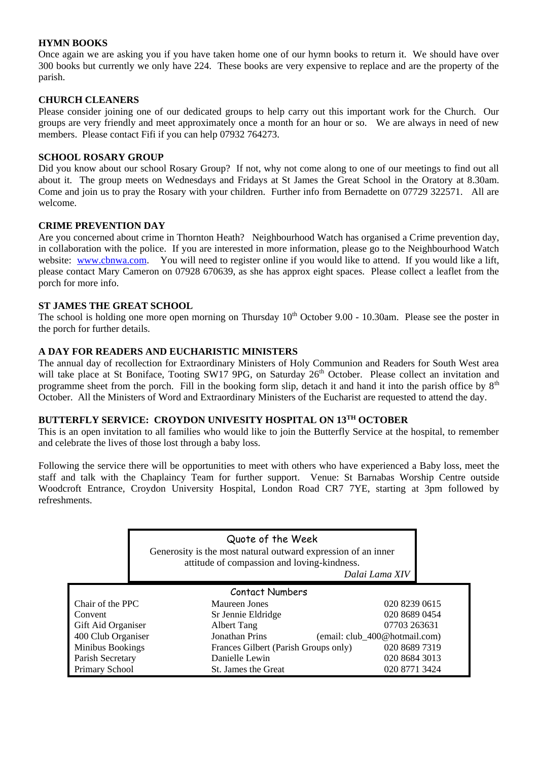**HYMN BOOKS**

Once again we are asking you if you have taken home one of our hymn books to return it. We should have over 300 books but currently we only have 224. These books are very expensive to replace and are the property of the parish.

**CHURCH CLEANERS**

Please consider joining one of our dedicated groups to help carry out this important work for the Church. Our groups are very friendly and meet approximately once a month for an hour or so. We are always in need of new members. Please contact Fifi if you can help 07932 764273.

**SCHOOL ROSARY GROUP**

Did you know about our school Rosary Group? If not, why not come along to one of our meetings to find out all about it. The group meets on Wednesdays and Fridays at St James the Great School in the Oratory at 8.30am. Come and join us to pray the Rosary with your children. Further info from Bernadette on 07729 322571. All are welcome.

**CRIME PREVENTION DAY**

Are you concerned about crime in Thornton Heath? Neighbourhood Watch has organised a Crime prevention day, in collaboration with the police. If you are interested in more information, please go to the Neighbourhood Watch website: www.cbnwa.com. You will need to register online if you would like to attend. If you would like a lift, please contact Mary Cameron on 07928 670639, as she has approx eight spaces. Please collect a leaflet from the porch for more info.

**ST JAMES THE GREAT SCHOOL**

The school is holding one more open morning on Thursday 10th October 9.00 - 10.30am. Please see the poster in the porch for further details.

**A DAY FOR READERS AND EUCHARISTIC MINISTERS**

The annual day of recollection for Extraordinary Ministers of Holy Communion and Readers for South West area will take place at St Boniface, Tooting SW17 9PG, on Saturday 26th October. Please collect an invitation and programme sheet from the porch. Fill in the booking form slip, detach it and hand it into the parish office by 8th October. All the Ministers of Word and Extraordinary Ministers of the Eucharist are requested to attend the day.

**BUTTERFLY SERVICE: CROYDON UNIVESITY HOSPITAL ON 13TH OCTOBER**

This is an open invitation to all families who would like to join the Butterfly Service at the hospital, to remember and celebrate the lives of those lost through a baby loss.

Following the service there will be opportunities to meet with others who have experienced a Baby loss, meet the staff and talk with the Chaplaincy Team for further support. Venue: St Barnabas Worship Centre outside Woodcroft Entrance, Croydon University Hospital, London Road CR7 7YE, starting at 3pm followed by refreshments.

Quote of the Week

Generosity is the most natural outward expression of an inner attitude of compassion and loving-kindness.

*Dalai Lama XIV*

Contact Numbers

| | | |
|---|---|---|
| Chair of the PPC | Maureen Jones | 020 8239 0615 |
| Convent | Sr Jennie Eldridge | 020 8689 0454 |
| Gift Aid Organiser | Albert Tang | 07703 263631 |
| 400 Club Organiser | Jonathan Prins | (email: club_400@hotmail.com) |
| Minibus Bookings | Frances Gilbert (Parish Groups only) | 020 8689 7319 |
| Parish Secretary | Danielle Lewin | 020 8684 3013 |
| Primary School | St. James the Great | 020 8771 3424 |